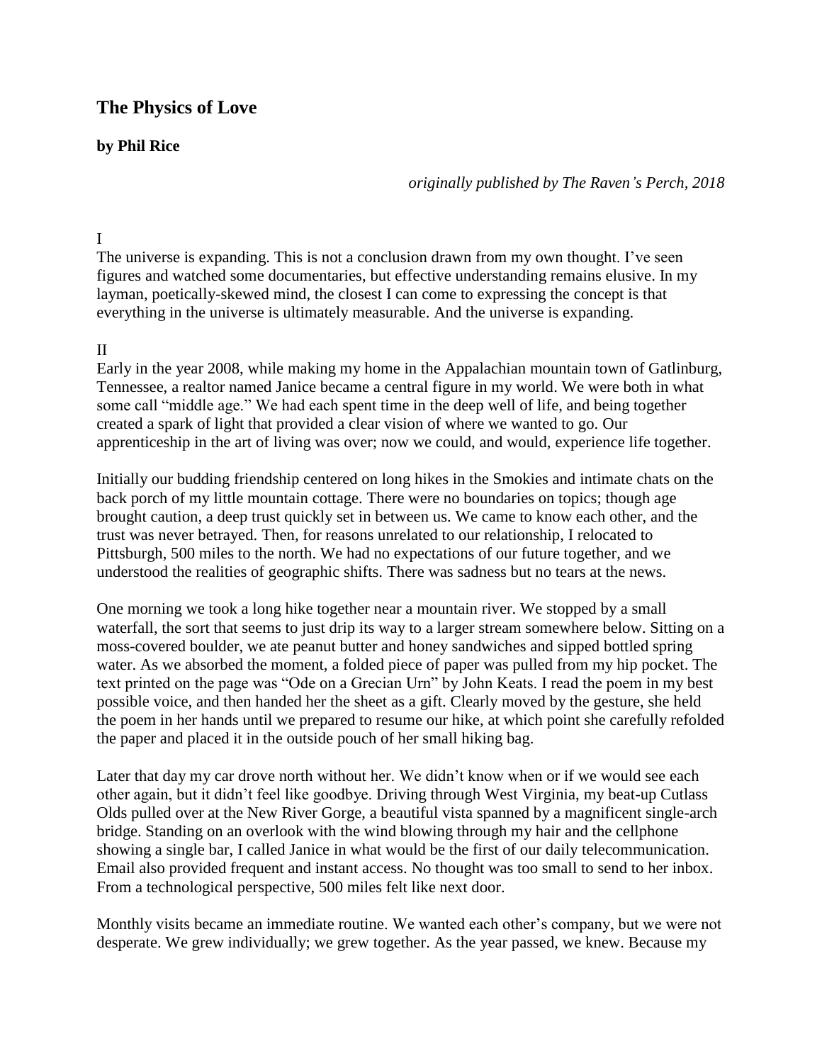# The Physics of Love

**by Phil Rice**

*originally published by The Raven's Perch, 2018*

I

The universe is expanding. This is not a conclusion drawn from my own thought. I've seen figures and watched some documentaries, but effective understanding remains elusive. In my layman, poetically-skewed mind, the closest I can come to expressing the concept is that everything in the universe is ultimately measurable. And the universe is expanding.

II

Early in the year 2008, while making my home in the Appalachian mountain town of Gatlinburg, Tennessee, a realtor named Janice became a central figure in my world. We were both in what some call "middle age." We had each spent time in the deep well of life, and being together created a spark of light that provided a clear vision of where we wanted to go. Our apprenticeship in the art of living was over; now we could, and would, experience life together.

Initially our budding friendship centered on long hikes in the Smokies and intimate chats on the back porch of my little mountain cottage. There were no boundaries on topics; though age brought caution, a deep trust quickly set in between us. We came to know each other, and the trust was never betrayed. Then, for reasons unrelated to our relationship, I relocated to Pittsburgh, 500 miles to the north. We had no expectations of our future together, and we understood the realities of geographic shifts. There was sadness but no tears at the news.

One morning we took a long hike together near a mountain river. We stopped by a small waterfall, the sort that seems to just drip its way to a larger stream somewhere below. Sitting on a moss-covered boulder, we ate peanut butter and honey sandwiches and sipped bottled spring water. As we absorbed the moment, a folded piece of paper was pulled from my hip pocket. The text printed on the page was "Ode on a Grecian Urn" by John Keats. I read the poem in my best possible voice, and then handed her the sheet as a gift. Clearly moved by the gesture, she held the poem in her hands until we prepared to resume our hike, at which point she carefully refolded the paper and placed it in the outside pouch of her small hiking bag.

Later that day my car drove north without her. We didn't know when or if we would see each other again, but it didn't feel like goodbye. Driving through West Virginia, my beat-up Cutlass Olds pulled over at the New River Gorge, a beautiful vista spanned by a magnificent single-arch bridge. Standing on an overlook with the wind blowing through my hair and the cellphone showing a single bar, I called Janice in what would be the first of our daily telecommunication. Email also provided frequent and instant access. No thought was too small to send to her inbox. From a technological perspective, 500 miles felt like next door.

Monthly visits became an immediate routine. We wanted each other's company, but we were not desperate. We grew individually; we grew together. As the year passed, we knew. Because my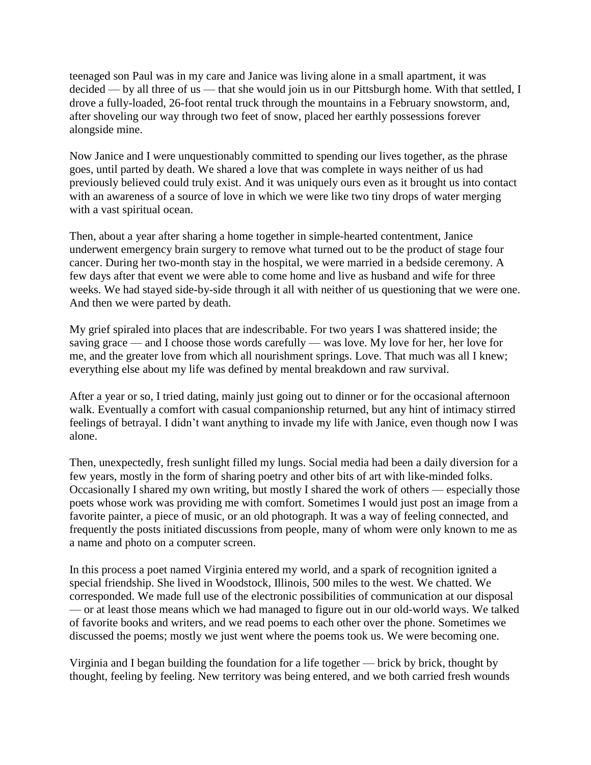teenaged son Paul was in my care and Janice was living alone in a small apartment, it was decided — by all three of us — that she would join us in our Pittsburgh home. With that settled, I drove a fully-loaded, 26-foot rental truck through the mountains in a February snowstorm, and, after shoveling our way through two feet of snow, placed her earthly possessions forever alongside mine.

Now Janice and I were unquestionably committed to spending our lives together, as the phrase goes, until parted by death. We shared a love that was complete in ways neither of us had previously believed could truly exist. And it was uniquely ours even as it brought us into contact with an awareness of a source of love in which we were like two tiny drops of water merging with a vast spiritual ocean.

Then, about a year after sharing a home together in simple-hearted contentment, Janice underwent emergency brain surgery to remove what turned out to be the product of stage four cancer. During her two-month stay in the hospital, we were married in a bedside ceremony. A few days after that event we were able to come home and live as husband and wife for three weeks. We had stayed side-by-side through it all with neither of us questioning that we were one. And then we were parted by death.

My grief spiraled into places that are indescribable. For two years I was shattered inside; the saving grace — and I choose those words carefully — was love. My love for her, her love for me, and the greater love from which all nourishment springs. Love. That much was all I knew; everything else about my life was defined by mental breakdown and raw survival.

After a year or so, I tried dating, mainly just going out to dinner or for the occasional afternoon walk. Eventually a comfort with casual companionship returned, but any hint of intimacy stirred feelings of betrayal. I didn't want anything to invade my life with Janice, even though now I was alone.

Then, unexpectedly, fresh sunlight filled my lungs. Social media had been a daily diversion for a few years, mostly in the form of sharing poetry and other bits of art with like-minded folks. Occasionally I shared my own writing, but mostly I shared the work of others — especially those poets whose work was providing me with comfort. Sometimes I would just post an image from a favorite painter, a piece of music, or an old photograph. It was a way of feeling connected, and frequently the posts initiated discussions from people, many of whom were only known to me as a name and photo on a computer screen.

In this process a poet named Virginia entered my world, and a spark of recognition ignited a special friendship. She lived in Woodstock, Illinois, 500 miles to the west. We chatted. We corresponded. We made full use of the electronic possibilities of communication at our disposal — or at least those means which we had managed to figure out in our old-world ways. We talked of favorite books and writers, and we read poems to each other over the phone. Sometimes we discussed the poems; mostly we just went where the poems took us. We were becoming one.

Virginia and I began building the foundation for a life together — brick by brick, thought by thought, feeling by feeling. New territory was being entered, and we both carried fresh wounds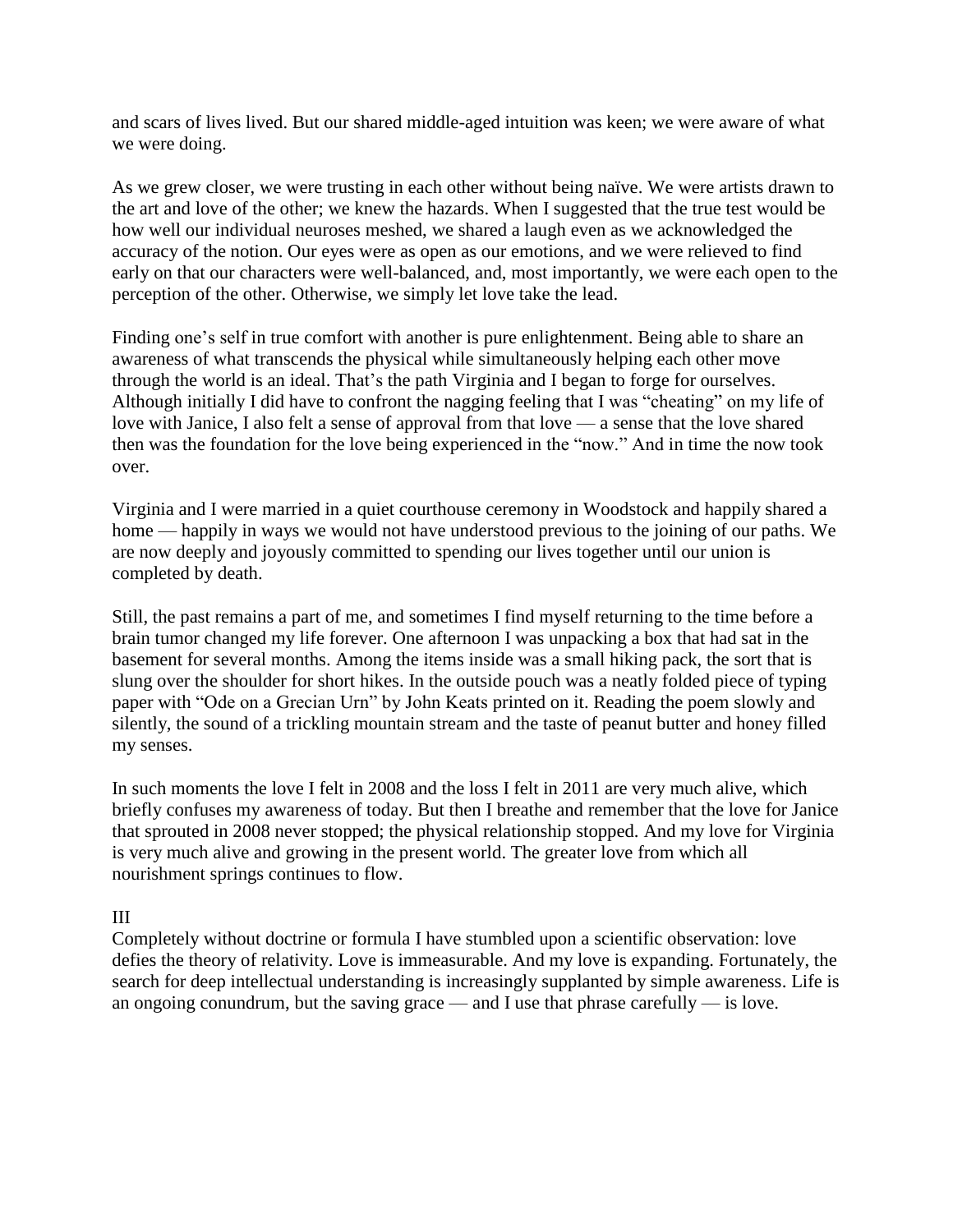and scars of lives lived. But our shared middle-aged intuition was keen; we were aware of what we were doing.

As we grew closer, we were trusting in each other without being naïve. We were artists drawn to the art and love of the other; we knew the hazards. When I suggested that the true test would be how well our individual neuroses meshed, we shared a laugh even as we acknowledged the accuracy of the notion. Our eyes were as open as our emotions, and we were relieved to find early on that our characters were well-balanced, and, most importantly, we were each open to the perception of the other. Otherwise, we simply let love take the lead.

Finding one's self in true comfort with another is pure enlightenment. Being able to share an awareness of what transcends the physical while simultaneously helping each other move through the world is an ideal. That's the path Virginia and I began to forge for ourselves. Although initially I did have to confront the nagging feeling that I was "cheating" on my life of love with Janice, I also felt a sense of approval from that love — a sense that the love shared then was the foundation for the love being experienced in the "now." And in time the now took over.

Virginia and I were married in a quiet courthouse ceremony in Woodstock and happily shared a home — happily in ways we would not have understood previous to the joining of our paths. We are now deeply and joyously committed to spending our lives together until our union is completed by death.

Still, the past remains a part of me, and sometimes I find myself returning to the time before a brain tumor changed my life forever. One afternoon I was unpacking a box that had sat in the basement for several months. Among the items inside was a small hiking pack, the sort that is slung over the shoulder for short hikes. In the outside pouch was a neatly folded piece of typing paper with "Ode on a Grecian Urn" by John Keats printed on it. Reading the poem slowly and silently, the sound of a trickling mountain stream and the taste of peanut butter and honey filled my senses.

In such moments the love I felt in 2008 and the loss I felt in 2011 are very much alive, which briefly confuses my awareness of today. But then I breathe and remember that the love for Janice that sprouted in 2008 never stopped; the physical relationship stopped. And my love for Virginia is very much alive and growing in the present world. The greater love from which all nourishment springs continues to flow.

## III

Completely without doctrine or formula I have stumbled upon a scientific observation: love defies the theory of relativity. Love is immeasurable. And my love is expanding. Fortunately, the search for deep intellectual understanding is increasingly supplanted by simple awareness. Life is an ongoing conundrum, but the saving grace — and I use that phrase carefully — is love.